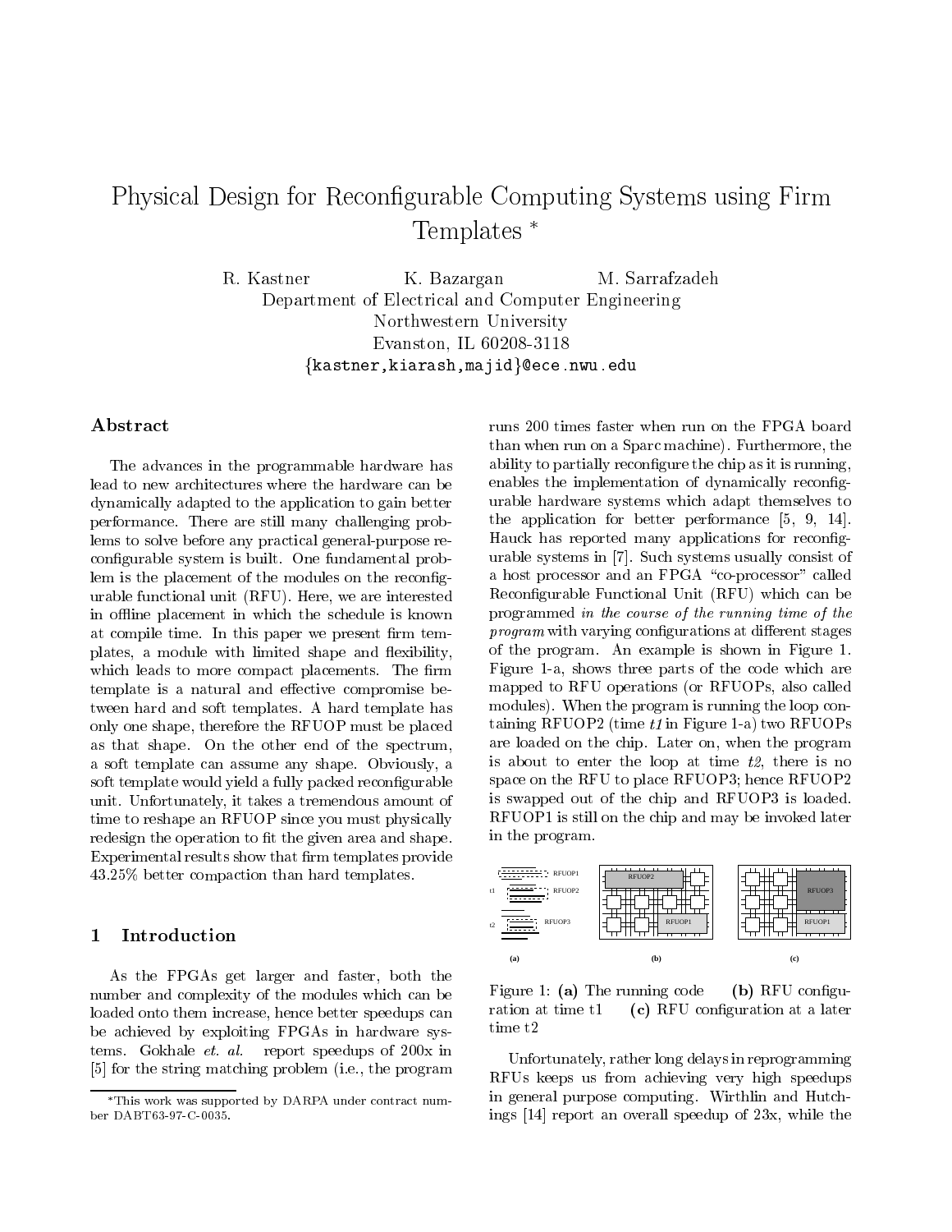# Physical Design for Reconfigurable Computing Systems using Firm Templates *

R. Kastner K. Bazargan M. Sarrafzadeh
Department of Electrical and Computer Engineering
Northwestern University
Evanston, IL 60208-3118
{kastner,kiarash,majid}@ece.nwu.edu

## Abstract

The advances in the programmable hardware has lead to new architectures where the hardware can be dynamically adapted to the application to gain better performance. There are still many challenging problems to solve before any practical general-purpose reconfigurable system is built. One fundamental problem is the placement of the modules on the reconfigurable functional unit (RFU). Here, we are interested in offline placement in which the schedule is known at compile time. In this paper we present firm templates, a module with limited shape and flexibility, which leads to more compact placements. The firm template is a natural and effective compromise between hard and soft templates. A hard template has only one shape, therefore the RFUOP must be placed as that shape. On the other end of the spectrum, a soft template can assume any shape. Obviously, a soft template would yield a fully packed reconfigurable unit. Unfortunately, it takes a tremendous amount of time to reshape an RFUOP since you must physically redesign the operation to fit the given area and shape. Experimental results show that firm templates provide 43.25% better compaction than hard templates.

## 1 Introduction

As the FPGAs get larger and faster, both the number and complexity of the modules which can be loaded onto them increase, hence better speedups can be achieved by exploiting FPGAs in hardware systems. Gokhale *et. al.* report speedups of 200x in [5] for the string matching problem (i.e., the program runs 200 times faster when run on the FPGA board than when run on a Sparc machine). Furthermore, the ability to partially reconfigure the chip as it is running, enables the implementation of dynamically reconfigurable hardware systems which adapt themselves to the application for better performance [5, 9, 14]. Hauck has reported many applications for reconfigurable systems in [7]. Such systems usually consist of a host processor and an FPGA "co-processor" called Reconfigurable Functional Unit (RFU) which can be programmed *in the course of the running time of the program* with varying configurations at different stages of the program. An example is shown in Figure 1. Figure 1-a, shows three parts of the code which are mapped to RFU operations (or RFUOPs, also called modules). When the program is running the loop containing RFUOP2 (time *t1* in Figure 1-a) two RFUOPs are loaded on the chip. Later on, when the program is about to enter the loop at time *t2*, there is no space on the RFU to place RFUOP3; hence RFUOP2 is swapped out of the chip and RFUOP3 is loaded. RFUOP1 is still on the chip and may be invoked later in the program.

Figure 1: **(a)** The running code **(b)** RFU configuration at time t1 **(c)** RFU configuration at a later time t2

Unfortunately, rather long delays in reprogramming RFUs keeps us from achieving very high speedups in general purpose computing. Wirthlin and Hutchings [14] report an overall speedup of 23x, while the

---

*This work was supported by DARPA under contract number DABT63-97-C-0035.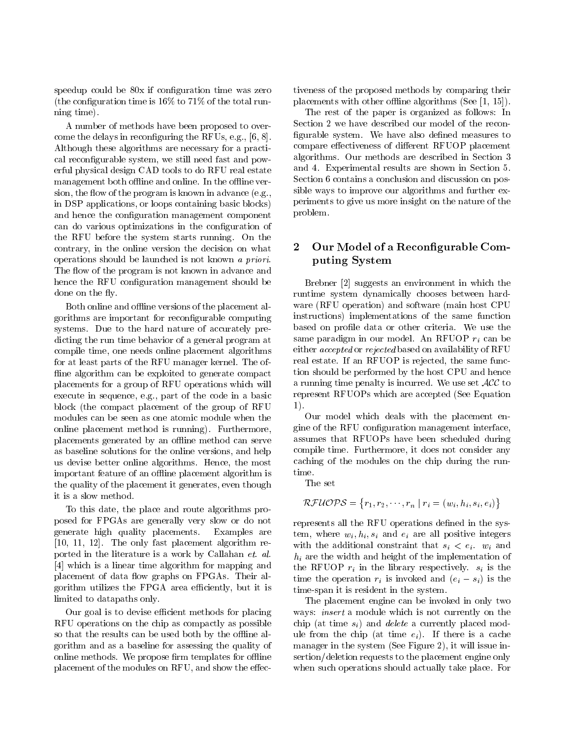speedup could be 80x if configuration time was zero (the configuration time is 16% to 71% of the total running time).

A number of methods have been proposed to overcome the delays in reconfiguring the RFUs, e.g., [6, 8]. Although these algorithms are necessary for a practical reconfigurable system, we still need fast and powerful physical design CAD tools to do RFU real estate management both offline and online. In the offline version, the flow of the program is known in advance (e.g., in DSP applications, or loops containing basic blocks) and hence the configuration management component can do various optimizations in the configuration of the RFU before the system starts running. On the contrary, in the online version the decision on what operations should be launched is not known *a priori*. The flow of the program is not known in advance and hence the RFU configuration management should be done on the fly.

Both online and offline versions of the placement algorithms are important for reconfigurable computing systems. Due to the hard nature of accurately predicting the run time behavior of a general program at compile time, one needs online placement algorithms for at least parts of the RFU manager kernel. The offline algorithm can be exploited to generate compact placements for a group of RFU operations which will execute in sequence, e.g., part of the code in a basic block (the compact placement of the group of RFU modules can be seen as one atomic module when the online placement method is running). Furthermore, placements generated by an offline method can serve as baseline solutions for the online versions, and help us devise better online algorithms. Hence, the most important feature of an offline placement algorithm is the quality of the placement it generates, even though it is a slow method.

To this date, the place and route algorithms proposed for FPGAs are generally very slow or do not generate high quality placements. Examples are [10, 11, 12]. The only fast placement algorithm reported in the literature is a work by Callahan *et. al.* [4] which is a linear time algorithm for mapping and placement of data flow graphs on FPGAs. Their algorithm utilizes the FPGA area efficiently, but it is limited to datapaths only.

Our goal is to devise efficient methods for placing RFU operations on the chip as compactly as possible so that the results can be used both by the offline algorithm and as a baseline for assessing the quality of online methods. We propose firm templates for offline placement of the modules on RFU, and show the effectiveness of the proposed methods by comparing their placements with other offline algorithms (See [1, 15]).

The rest of the paper is organized as follows: In Section 2 we have described our model of the reconfigurable system. We have also defined measures to compare effectiveness of different RFUOP placement algorithms. Our methods are described in Section 3 and 4. Experimental results are shown in Section 5. Section 6 contains a conclusion and discussion on possible ways to improve our algorithms and further experiments to give us more insight on the nature of the problem.

## 2 Our Model of a Reconfigurable Computing System

Brebner [2] suggests an environment in which the runtime system dynamically chooses between hardware (RFU operation) and software (main host CPU instructions) implementations of the same function based on profile data or other criteria. We use the same paradigm in our model. An RFUOP $r_i$ can be either *accepted* or *rejected* based on availability of RFU real estate. If an RFUOP is rejected, the same function should be performed by the host CPU and hence a running time penalty is incurred. We use set $\mathcal{ACC}$ to represent RFUOPs which are accepted (See Equation 1).

Our model which deals with the placement engine of the RFU configuration management interface, assumes that RFUOPs have been scheduled during compile time. Furthermore, it does not consider any caching of the modules on the chip during the runtime.

The set

$$\mathcal{RFUOPS} = \{r_1, r_2, \cdots, r_n \mid r_i = (w_i, h_i, s_i, e_i)\}$$

represents all the RFU operations defined in the system, where $w_i, h_i, s_i$ and $e_i$ are all positive integers with the additional constraint that $s_i < e_i$. $w_i$ and $h_i$ are the width and height of the implementation of the RFUOP $r_i$ in the library respectively. $s_i$ is the time the operation $r_i$ is invoked and $(e_i - s_i)$ is the time-span it is resident in the system.

The placement engine can be invoked in only two ways: *insert* a module which is not currently on the chip (at time $s_i$) and *delete* a currently placed module from the chip (at time $e_i$). If there is a cache manager in the system (See Figure 2), it will issue insertion/deletion requests to the placement engine only when such operations should actually take place. For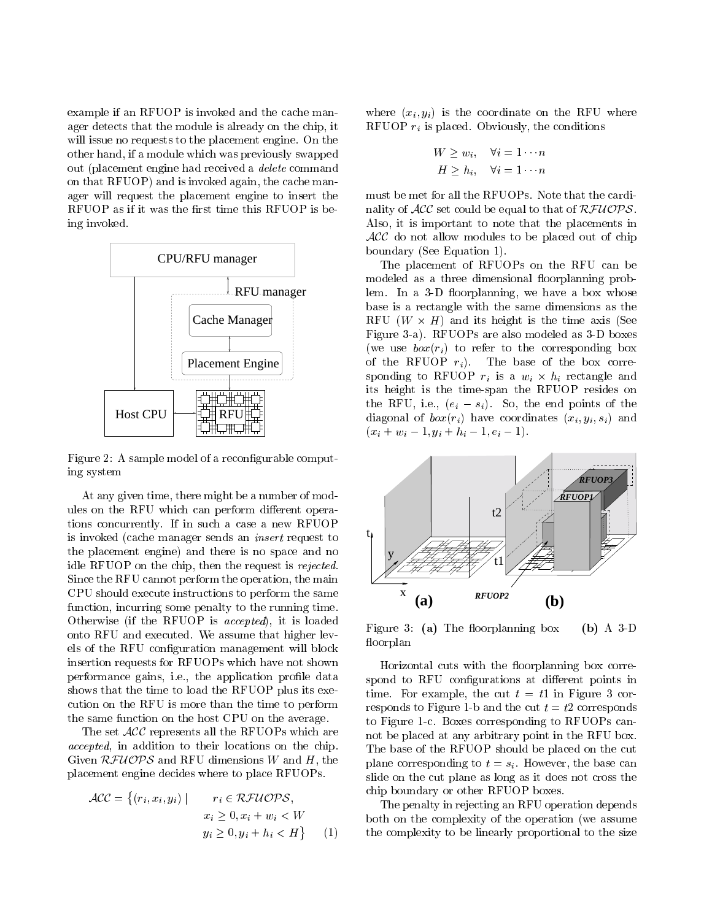example if an RFUOP is invoked and the cache manager detects that the module is already on the chip, it will issue no requests to the placement engine. On the other hand, if a module which was previously swapped out (placement engine had received a *delete* command on that RFUOP) and is invoked again, the cache manager will request the placement engine to insert the RFUOP as if it was the first time this RFUOP is being invoked.

Figure 2: A sample model of a reconfigurable computing system

At any given time, there might be a number of modules on the RFU which can perform different operations concurrently. If in such a case a new RFUOP is invoked (cache manager sends an *insert* request to the placement engine) and there is no space and no idle RFUOP on the chip, then the request is *rejected*. Since the RFU cannot perform the operation, the main CPU should execute instructions to perform the same function, incurring some penalty to the running time. Otherwise (if the RFUOP is *accepted*), it is loaded onto RFU and executed. We assume that higher levels of the RFU configuration management will block insertion requests for RFUOPs which have not shown performance gains, i.e., the application profile data shows that the time to load the RFUOP plus its execution on the RFU is more than the time to perform the same function on the host CPU on the average.

The set $\mathcal{ACC}$ represents all the RFUOPs which are *accepted*, in addition to their locations on the chip. Given $\mathcal{RFUOPS}$ and RFU dimensions $W$ and $H$, the placement engine decides where to place RFUOPs.

$$\mathcal{ACC} = \{(r_i, x_i, y_i) \mid \quad r_i \in \mathcal{RFUOPS}, \quad x_i \geq 0, x_i + w_i < W \quad y_i \geq 0, y_i + h_i < H\} \qquad (1)$$

where $(x_i, y_i)$ is the coordinate on the RFU where RFUOP $r_i$ is placed. Obviously, the conditions

$$W \geq w_i, \quad \forall i = 1 \cdots n$$
$$H \geq h_i, \quad \forall i = 1 \cdots n$$

must be met for all the RFUOPs. Note that the cardinality of $\mathcal{ACC}$ set could be equal to that of $\mathcal{RFUOPS}$. Also, it is important to note that the placements in $\mathcal{ACC}$ do not allow modules to be placed out of chip boundary (See Equation 1).

The placement of RFUOPs on the RFU can be modeled as a three dimensional floorplanning problem. In a 3-D floorplanning, we have a box whose base is a rectangle with the same dimensions as the RFU ($W \times H$) and its height is the time axis (See Figure 3-a). RFUOPs are also modeled as 3-D boxes (we use $box(r_i)$ to refer to the corresponding box of the RFUOP $r_i$). The base of the box corresponding to RFUOP $r_i$ is a $w_i \times h_i$ rectangle and its height is the time-span the RFUOP resides on the RFU, i.e., $(e_i - s_i)$. So, the end points of the diagonal of $box(r_i)$ have coordinates $(x_i, y_i, s_i)$ and $(x_i + w_i - 1, y_i + h_i - 1, e_i - 1)$.

Figure 3: **(a)** The floorplanning box **(b)** A 3-D floorplan

Horizontal cuts with the floorplanning box correspond to RFU configurations at different points in time. For example, the cut $t = t1$ in Figure 3 corresponds to Figure 1-b and the cut $t = t2$ corresponds to Figure 1-c. Boxes corresponding to RFUOPs cannot be placed at any arbitrary point in the RFU box. The base of the RFUOP should be placed on the cut plane corresponding to $t = s_i$. However, the base can slide on the cut plane as long as it does not cross the chip boundary or other RFUOP boxes.

The penalty in rejecting an RFU operation depends both on the complexity of the operation (we assume the complexity to be linearly proportional to the size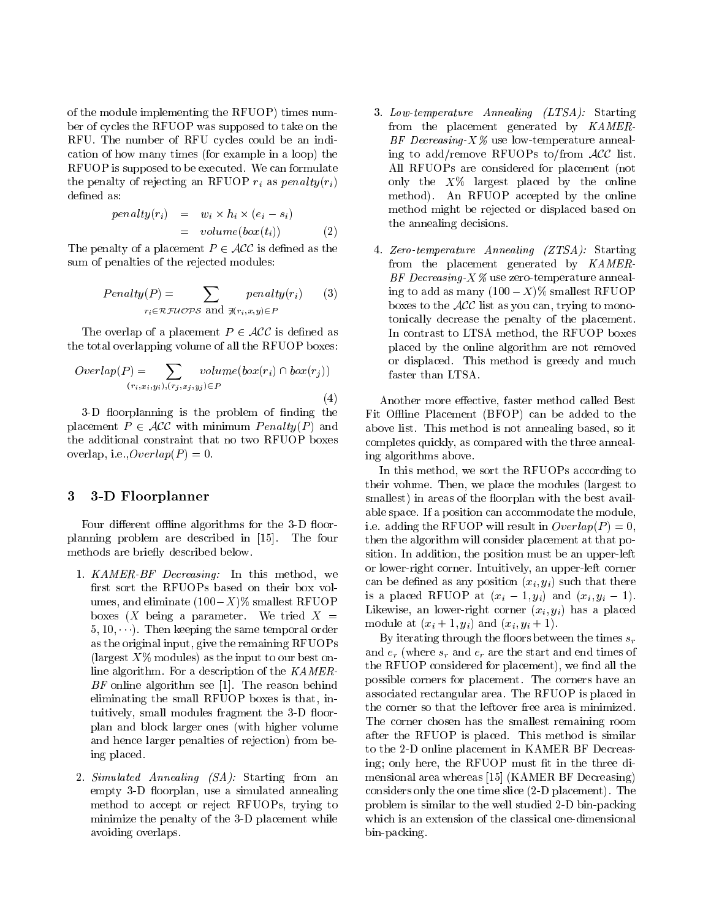of the module implementing the RFUOP) times number of cycles the RFUOP was supposed to take on the RFU. The number of RFU cycles could be an indication of how many times (for example in a loop) the RFUOP is supposed to be executed. We can formulate the penalty of rejecting an RFUOP $r_i$ as $penalty(r_i)$ defined as:

$$\begin{aligned} penalty(r_i) &= w_i \times h_i \times (e_i - s_i) \\ &= volume(box(t_i)) \end{aligned} \quad (2)$$

The penalty of a placement $P \in \mathcal{ACC}$ is defined as the sum of penalties of the rejected modules:

$$Penalty(P) = \sum_{r_i \in \mathcal{RFUOPS} \text{ and } \nexists (r_i, x, y) \in P} penalty(r_i) \quad (3)$$

The overlap of a placement $P \in \mathcal{ACC}$ is defined as the total overlapping volume of all the RFUOP boxes:

$$Overlap(P) = \sum_{(r_i, x_i, y_i), (r_j, x_j, y_j) \in P} volume(box(r_i) \cap box(r_j)) \quad (4)$$

3-D floorplanning is the problem of finding the placement $P \in \mathcal{ACC}$ with minimum $Penalty(P)$ and the additional constraint that no two RFUOP boxes overlap, i.e.,$Overlap(P) = 0$.

## 3 3-D Floorplanner

Four different offline algorithms for the 3-D floorplanning problem are described in [15]. The four methods are briefly described below.

1. *KAMER-BF Decreasing:* In this method, we first sort the RFUOPs based on their box volumes, and eliminate $(100 - X)$% smallest RFUOP boxes ($X$ being a parameter. We tried $X = 5, 10, \cdots$). Then keeping the same temporal order as the original input, give the remaining RFUOPs (largest $X$% modules) as the input to our best online algorithm. For a description of the *KAMER-BF* online algorithm see [1]. The reason behind eliminating the small RFUOP boxes is that, intuitively, small modules fragment the 3-D floorplan and block larger ones (with higher volume and hence larger penalties of rejection) from being placed.

2. *Simulated Annealing (SA):* Starting from an empty 3-D floorplan, use a simulated annealing method to accept or reject RFUOPs, trying to minimize the penalty of the 3-D placement while avoiding overlaps.

3. *Low-temperature Annealing (LTSA):* Starting from the placement generated by *KAMER-BF Decreasing-X%* use low-temperature annealing to add/remove RFUOPs to/from $\mathcal{ACC}$ list. All RFUOPs are considered for placement (not only the $X$% largest placed by the online method). An RFUOP accepted by the online method might be rejected or displaced based on the annealing decisions.

4. *Zero-temperature Annealing (ZTSA):* Starting from the placement generated by *KAMER-BF Decreasing-X%* use zero-temperature annealing to add as many $(100 - X)$% smallest RFUOP boxes to the $\mathcal{ACC}$ list as you can, trying to monotonically decrease the penalty of the placement. In contrast to LTSA method, the RFUOP boxes placed by the online algorithm are not removed or displaced. This method is greedy and much faster than LTSA.

Another more effective, faster method called Best Fit Offline Placement (BFOP) can be added to the above list. This method is not annealing based, so it completes quickly, as compared with the three annealing algorithms above.

In this method, we sort the RFUOPs according to their volume. Then, we place the modules (largest to smallest) in areas of the floorplan with the best available space. If a position can accommodate the module, i.e. adding the RFUOP will result in $Overlap(P) = 0$, then the algorithm will consider placement at that position. In addition, the position must be an upper-left or lower-right corner. Intuitively, an upper-left corner can be defined as any position $(x_i, y_i)$ such that there is a placed RFUOP at $(x_i - 1, y_i)$ and $(x_i, y_i - 1)$. Likewise, an lower-right corner $(x_i, y_i)$ has a placed module at $(x_i + 1, y_i)$ and $(x_i, y_i + 1)$.

By iterating through the floors between the times $s_r$ and $e_r$ (where $s_r$ and $e_r$ are the start and end times of the RFUOP considered for placement), we find all the possible corners for placement. The corners have an associated rectangular area. The RFUOP is placed in the corner so that the leftover free area is minimized. The corner chosen has the smallest remaining room after the RFUOP is placed. This method is similar to the 2-D online placement in KAMER BF Decreasing; only here, the RFUOP must fit in the three dimensional area whereas [15] (KAMER BF Decreasing) considers only the one time slice (2-D placement). The problem is similar to the well studied 2-D bin-packing which is an extension of the classical one-dimensional bin-packing.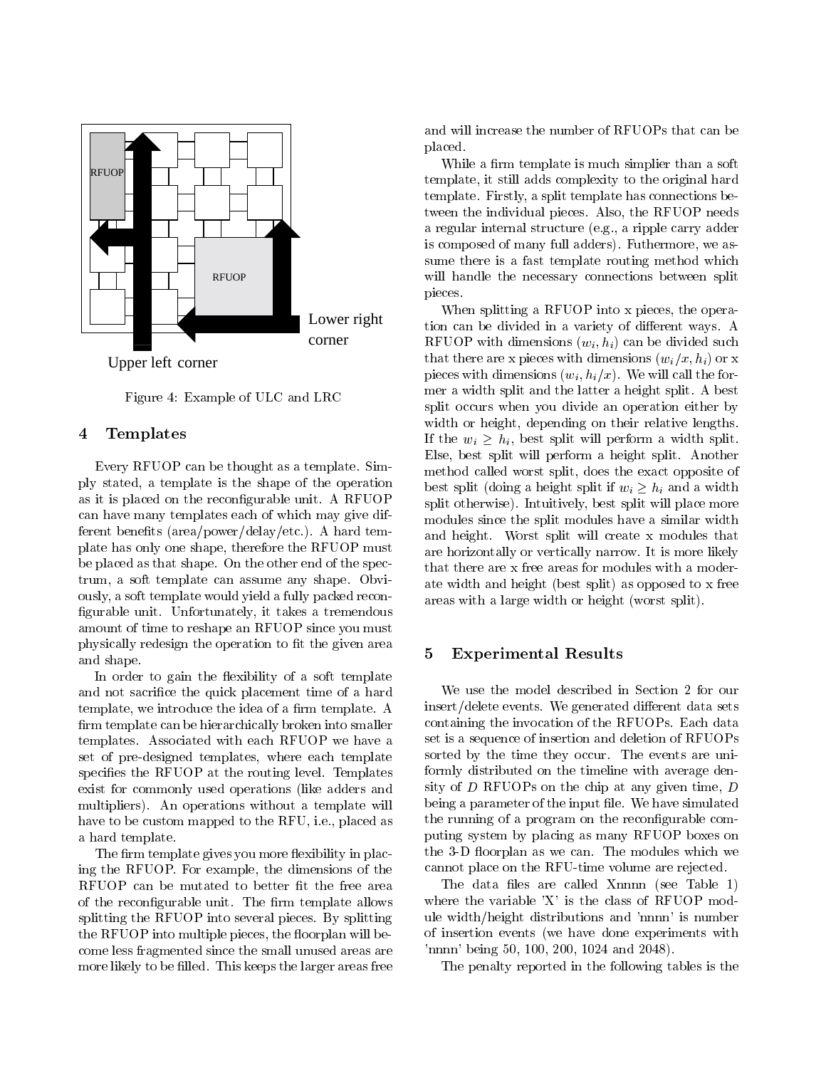Figure 4: Example of ULC and LRC

## 4 Templates

Every RFUOP can be thought as a template. Simply stated, a template is the shape of the operation as it is placed on the reconfigurable unit. A RFUOP can have many templates each of which may give different benefits (area/power/delay/etc.). A hard template has only one shape, therefore the RFUOP must be placed as that shape. On the other end of the spectrum, a soft template can assume any shape. Obviously, a soft template would yield a fully packed reconfigurable unit. Unfortunately, it takes a tremendous amount of time to reshape an RFUOP since you must physically redesign the operation to fit the given area and shape.

In order to gain the flexibility of a soft template and not sacrifice the quick placement time of a hard template, we introduce the idea of a firm template. A firm template can be hierarchically broken into smaller templates. Associated with each RFUOP we have a set of pre-designed templates, where each template specifies the RFUOP at the routing level. Templates exist for commonly used operations (like adders and multipliers). An operations without a template will have to be custom mapped to the RFU, i.e., placed as a hard template.

The firm template gives you more flexibility in placing the RFUOP. For example, the dimensions of the RFUOP can be mutated to better fit the free area of the reconfigurable unit. The firm template allows splitting the RFUOP into several pieces. By splitting the RFUOP into multiple pieces, the floorplan will become less fragmented since the small unused areas are more likely to be filled. This keeps the larger areas free and will increase the number of RFUOPs that can be placed.

While a firm template is much simplier than a soft template, it still adds complexity to the original hard template. Firstly, a split template has connections between the individual pieces. Also, the RFUOP needs a regular internal structure (e.g., a ripple carry adder is composed of many full adders). Futhermore, we assume there is a fast template routing method which will handle the necessary connections between split pieces.

When splitting a RFUOP into x pieces, the operation can be divided in a variety of different ways. A RFUOP with dimensions $(w_i, h_i)$ can be divided such that there are x pieces with dimensions $(w_i/x, h_i)$ or x pieces with dimensions $(w_i, h_i/x)$. We will call the former a width split and the latter a height split. A best split occurs when you divide an operation either by width or height, depending on their relative lengths. If the $w_i \geq h_i$, best split will perform a width split. Else, best split will perform a height split. Another method called worst split, does the exact opposite of best split (doing a height split if $w_i \geq h_i$ and a width split otherwise). Intuitively, best split will place more modules since the split modules have a similar width and height. Worst split will create x modules that are horizontally or vertically narrow. It is more likely that there are x free areas for modules with a moderate width and height (best split) as opposed to x free areas with a large width or height (worst split).

## 5 Experimental Results

We use the model described in Section 2 for our insert/delete events. We generated different data sets containing the invocation of the RFUOPs. Each data set is a sequence of insertion and deletion of RFUOPs sorted by the time they occur. The events are uniformly distributed on the timeline with average density of $D$ RFUOPs on the chip at any given time, $D$ being a parameter of the input file. We have simulated the running of a program on the reconfigurable computing system by placing as many RFUOP boxes on the 3-D floorplan as we can. The modules which we cannot place on the RFU-time volume are rejected.

The data files are called Xnnnn (see Table 1) where the variable 'X' is the class of RFUOP module width/height distributions and 'nnnn' is number of insertion events (we have done experiments with 'nnnn' being 50, 100, 200, 1024 and 2048).

The penalty reported in the following tables is the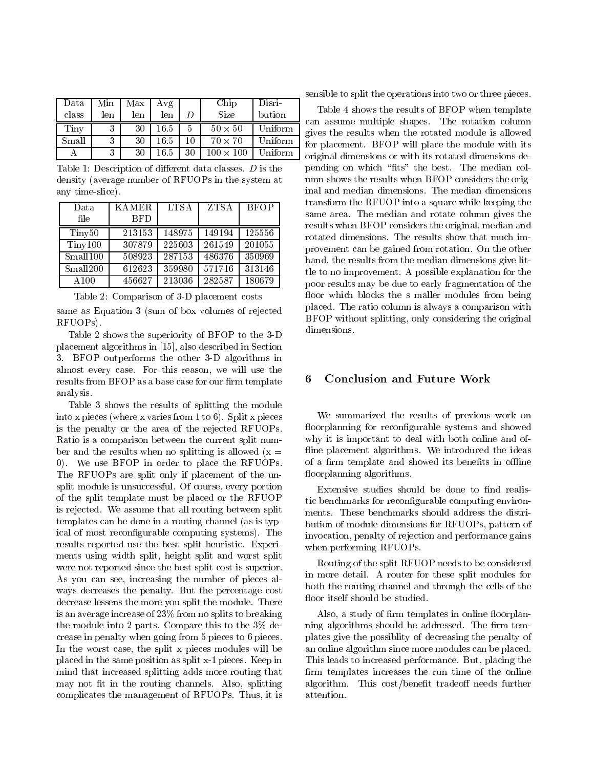| Data class | Min len | Max len | Avg len | $D$ | Chip Size | Disri-bution |
|---|---|---|---|---|---|---|
| Tiny | 3 | 30 | 16.5 | 5 | $50 \times 50$ | Uniform |
| Small | 3 | 30 | 16.5 | 10 | $70 \times 70$ | Uniform |
| A | 3 | 30 | 16.5 | 30 | $100 \times 100$ | Uniform |

Table 1: Description of different data classes. $D$ is the density (average number of RFUOPs in the system at any time-slice).

| Data file | KAMER BFD | LTSA | ZTSA | BFOP |
|---|---|---|---|---|
| Tiny50 | 213153 | 148975 | 149194 | 125556 |
| Tiny100 | 307879 | 225603 | 261549 | 201055 |
| Small100 | 508923 | 287153 | 486376 | 350969 |
| Small200 | 612623 | 359980 | 571716 | 313146 |
| A100 | 456627 | 213036 | 282587 | 180679 |

Table 2: Comparison of 3-D placement costs

same as Equation 3 (sum of box volumes of rejected RFUOPs).

Table 2 shows the superiority of BFOP to the 3-D placement algorithms in [15], also described in Section 3. BFOP outperforms the other 3-D algorithms in almost every case. For this reason, we will use the results from BFOP as a base case for our firm template analysis.

Table 3 shows the results of splitting the module into x pieces (where x varies from 1 to 6). Split x pieces is the penalty or the area of the rejected RFUOPs. Ratio is a comparison between the current split number and the results when no splitting is allowed (x = 0). We use BFOP in order to place the RFUOPs. The RFUOPs are split only if placement of the unsplit module is unsuccessful. Of course, every portion of the split template must be placed or the RFUOP is rejected. We assume that all routing between split templates can be done in a routing channel (as is typical of most reconfigurable computing systems). The results reported use the best split heuristic. Experiments using width split, height split and worst split were not reported since the best split cost is superior. As you can see, increasing the number of pieces always decreases the penalty. But the percentage cost decrease lessens the more you split the module. There is an average increase of 23% from no splits to breaking the module into 2 parts. Compare this to the 3% decrease in penalty when going from 5 pieces to 6 pieces. In the worst case, the split x pieces modules will be placed in the same position as split x-1 pieces. Keep in mind that increased splitting adds more routing that may not fit in the routing channels. Also, splitting complicates the management of RFUOPs. Thus, it is sensible to split the operations into two or three pieces.

Table 4 shows the results of BFOP when template can assume multiple shapes. The rotation column gives the results when the rotated module is allowed for placement. BFOP will place the module with its original dimensions or with its rotated dimensions depending on which "fits" the best. The median column shows the results when BFOP considers the original and median dimensions. The median dimensions transform the RFUOP into a square while keeping the same area. The median and rotate column gives the results when BFOP considers the original, median and rotated dimensions. The results show that much improvement can be gained from rotation. On the other hand, the results from the median dimensions give little to no improvement. A possible explanation for the poor results may be due to early fragmentation of the floor which blocks the s maller modules from being placed. The ratio column is always a comparison with BFOP without splitting, only considering the original dimensions.

## 6 Conclusion and Future Work

We summarized the results of previous work on floorplanning for reconfigurable systems and showed why it is important to deal with both online and offline placement algorithms. We introduced the ideas of a firm template and showed its benefits in offline floorplanning algorithms.

Extensive studies should be done to find realistic benchmarks for reconfigurable computing environments. These benchmarks should address the distribution of module dimensions for RFUOPs, pattern of invocation, penalty of rejection and performance gains when performing RFUOPs.

Routing of the split RFUOP needs to be considered in more detail. A router for these split modules for both the routing channel and through the cells of the floor itself should be studied.

Also, a study of firm templates in online floorplanning algorithms should be addressed. The firm templates give the possiblity of decreasing the penalty of an online algorithm since more modules can be placed. This leads to increased performance. But, placing the firm templates increases the run time of the online algorithm. This cost/benefit tradeoff needs further attention.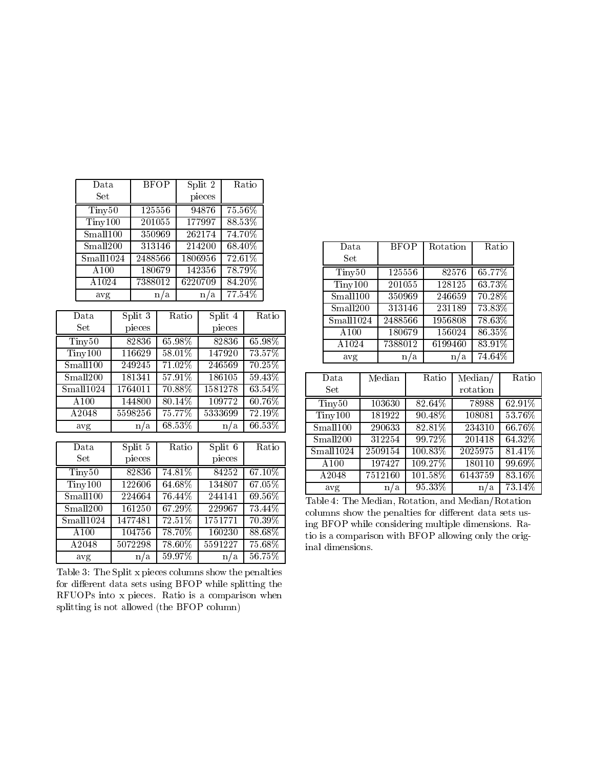| Data Set | BFOP | Split 2 pieces | Ratio |
|---|---|---|---|
| Tiny50 | 125556 | 94876 | 75.56% |
| Tiny100 | 201055 | 177997 | 88.53% |
| Small100 | 350969 | 262174 | 74.70% |
| Small200 | 313146 | 214200 | 68.40% |
| Small1024 | 2488566 | 1806956 | 72.61% |
| A100 | 180679 | 142356 | 78.79% |
| A1024 | 7388012 | 6220709 | 84.20% |
| avg | n/a | n/a | 77.54% |

| Data Set | Split 3 pieces | Ratio | Split 4 pieces | Ratio |
|---|---|---|---|---|
| Tiny50 | 82836 | 65.98% | 82836 | 65.98% |
| Tiny100 | 116629 | 58.01% | 147920 | 73.57% |
| Small100 | 249245 | 71.02% | 246569 | 70.25% |
| Small200 | 181341 | 57.91% | 186105 | 59.43% |
| Small1024 | 1764011 | 70.88% | 1581278 | 63.54% |
| A100 | 144800 | 80.14% | 109772 | 60.76% |
| A2048 | 5598256 | 75.77% | 5333699 | 72.19% |
| avg | n/a | 68.53% | n/a | 66.53% |

| Data Set | Split 5 pieces | Ratio | Split 6 pieces | Ratio |
|---|---|---|---|---|
| Tiny50 | 82836 | 74.81% | 84252 | 67.10% |
| Tiny100 | 122606 | 64.68% | 134807 | 67.05% |
| Small100 | 224664 | 76.44% | 244141 | 69.56% |
| Small200 | 161250 | 67.29% | 229967 | 73.44% |
| Small1024 | 1477481 | 72.51% | 1751771 | 70.39% |
| A100 | 104756 | 78.70% | 160230 | 88.68% |
| A2048 | 5072298 | 78.60% | 5591227 | 75.68% |
| avg | n/a | 59.97% | n/a | 56.75% |

Table 3: The Split x pieces columns show the penalties for different data sets using BFOP while splitting the RFUOPs into x pieces. Ratio is a comparison when splitting is not allowed (the BFOP column)

| Data Set | BFOP | Rotation | Ratio |
|---|---|---|---|
| Tiny50 | 125556 | 82576 | 65.77% |
| Tiny100 | 201055 | 128125 | 63.73% |
| Small100 | 350969 | 246659 | 70.28% |
| Small200 | 313146 | 231189 | 73.83% |
| Small1024 | 2488566 | 1956808 | 78.63% |
| A100 | 180679 | 156024 | 86.35% |
| A1024 | 7388012 | 6199460 | 83.91% |
| avg | n/a | n/a | 74.64% |

| Data Set | Median | Ratio | Median/ rotation | Ratio |
|---|---|---|---|---|
| Tiny50 | 103630 | 82.64% | 78988 | 62.91% |
| Tiny100 | 181922 | 90.48% | 108081 | 53.76% |
| Small100 | 290633 | 82.81% | 234310 | 66.76% |
| Small200 | 312254 | 99.72% | 201418 | 64.32% |
| Small1024 | 2509154 | 100.83% | 2025975 | 81.41% |
| A100 | 197427 | 109.27% | 180110 | 99.69% |
| A2048 | 7512160 | 101.58% | 6143759 | 83.16% |
| avg | n/a | 95.33% | n/a | 73.14% |

Table 4: The Median, Rotation, and Median/Rotation columns show the penalties for different data sets using BFOP while considering multiple dimensions. Ratio is a comparison with BFOP allowing only the original dimensions.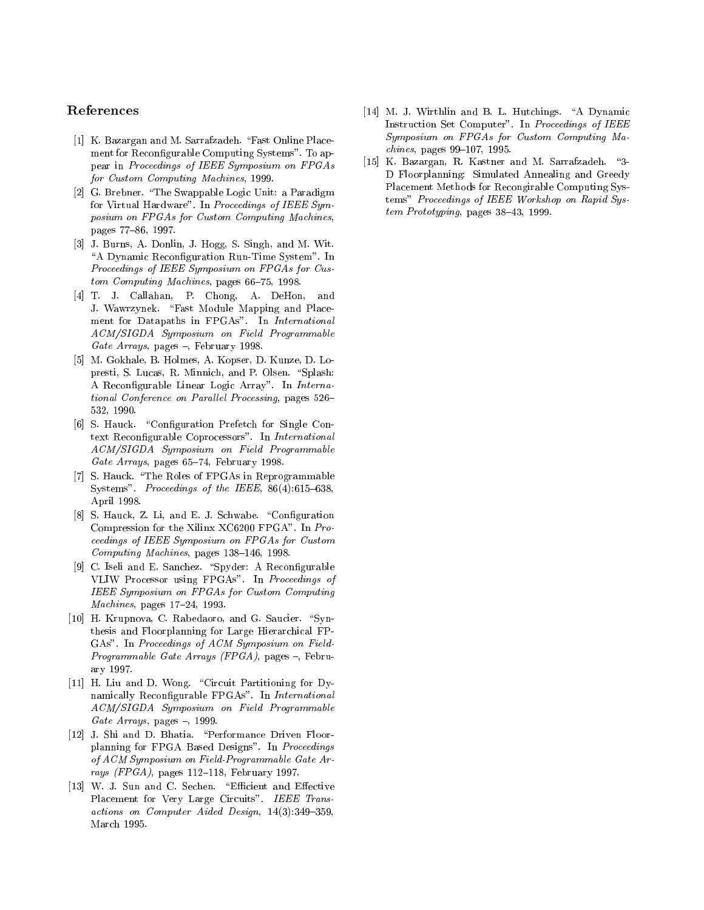## References

[1] K. Bazargan and M. Sarrafzadeh. "Fast Online Placement for Reconfigurable Computing Systems". To appear in *Proceedings of IEEE Symposium on FPGAs for Custom Computing Machines*, 1999.

[2] G. Brebner. "The Swappable Logic Unit: a Paradigm for Virtual Hardware". In *Proceedings of IEEE Symposium on FPGAs for Custom Computing Machines*, pages 77–86, 1997.

[3] J. Burns, A. Donlin, J. Hogg, S. Singh, and M. Wit. "A Dynamic Reconfiguration Run-Time System". In *Proceedings of IEEE Symposium on FPGAs for Custom Computing Machines*, pages 66–75, 1998.

[4] T. J. Callahan, P. Chong, A. DeHon, and J. Wawrzynek. "Fast Module Mapping and Placement for Datapaths in FPGAs". In *International ACM/SIGDA Symposium on Field Programmable Gate Arrays*, pages –, February 1998.

[5] M. Gokhale, B. Holmes, A. Kopser, D. Kunze, D. Lopresti, S. Lucas, R. Minnich, and P. Olsen. "Splash: A Reconfigurable Linear Logic Array". In *International Conference on Parallel Processing*, pages 526–532, 1990.

[6] S. Hauck. "Configuration Prefetch for Single Context Reconfigurable Coprocessors". In *International ACM/SIGDA Symposium on Field Programmable Gate Arrays*, pages 65–74, February 1998.

[7] S. Hauck. "The Roles of FPGAs in Reprogrammable Systems". *Proceedings of the IEEE*, 86(4):615–638, April 1998.

[8] S. Hauck, Z. Li, and E. J. Schwabe. "Configuration Compression for the Xilinx XC6200 FPGA". In *Proceedings of IEEE Symposium on FPGAs for Custom Computing Machines*, pages 138–146, 1998.

[9] C. Iseli and E. Sanchez. "Spyder: A Reconfigurable VLIW Processor using FPGAs". In *Proceedings of IEEE Symposium on FPGAs for Custom Computing Machines*, pages 17–24, 1993.

[10] H. Krupnova, C. Rabedaoro, and G. Saucier. "Synthesis and Floorplanning for Large Hierarchical FPGAs". In *Proceedings of ACM Symposium on Field-Programmable Gate Arrays (FPGA)*, pages –, February 1997.

[11] H. Liu and D. Wong. "Circuit Partitioning for Dynamically Reconfigurable FPGAs". In *International ACM/SIGDA Symposium on Field Programmable Gate Arrays*, pages –, 1999.

[12] J. Shi and D. Bhatia. "Performance Driven Floorplanning for FPGA Based Designs". In *Proceedings of ACM Symposium on Field-Programmable Gate Arrays (FPGA)*, pages 112–118, February 1997.

[13] W. J. Sun and C. Sechen. "Efficient and Effective Placement for Very Large Circuits". *IEEE Transactions on Computer Aided Design*, 14(3):349–359, March 1995.

[14] M. J. Wirthlin and B. L. Hutchings. "A Dynamic Instruction Set Computer". In *Proceedings of IEEE Symposium on FPGAs for Custom Computing Machines*, pages 99–107, 1995.

[15] K. Bazargan, R. Kastner and M. Sarrafzadeh. "3-D Floorplanning: Simulated Annealing and Greedy Placement Methods for Recongirable Computing Systems" *Proceedings of IEEE Workshop on Rapid System Prototyping*, pages 38–43, 1999.